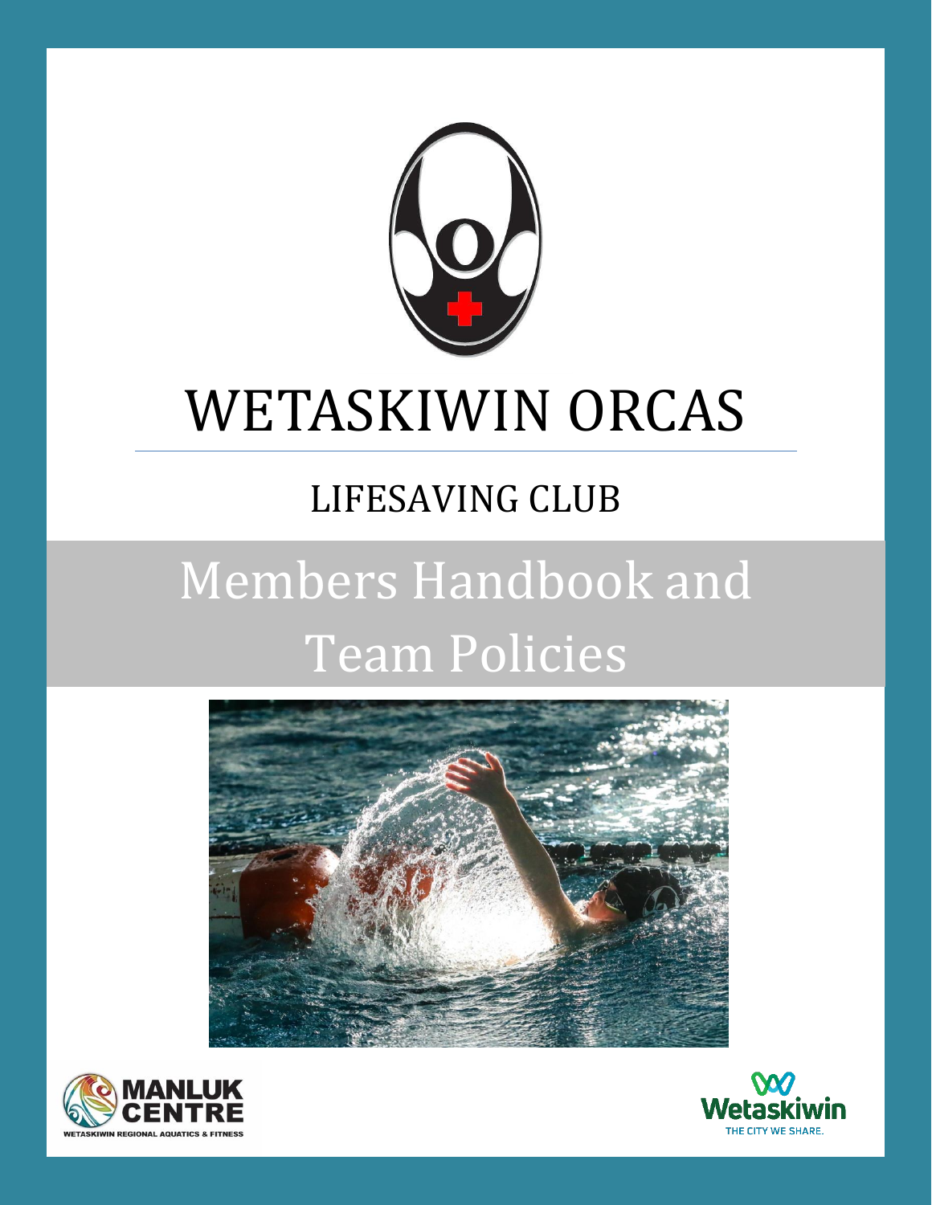# WETASKIWIN ORCAS

## LIFESAVING CLUB

# Members Handbook and Team Policies

MANLUK CENTRE

WETASKIWIN REGIONAL AQUATICS & FITNESS

Wetaskiwin

THE CITY WE SHARE.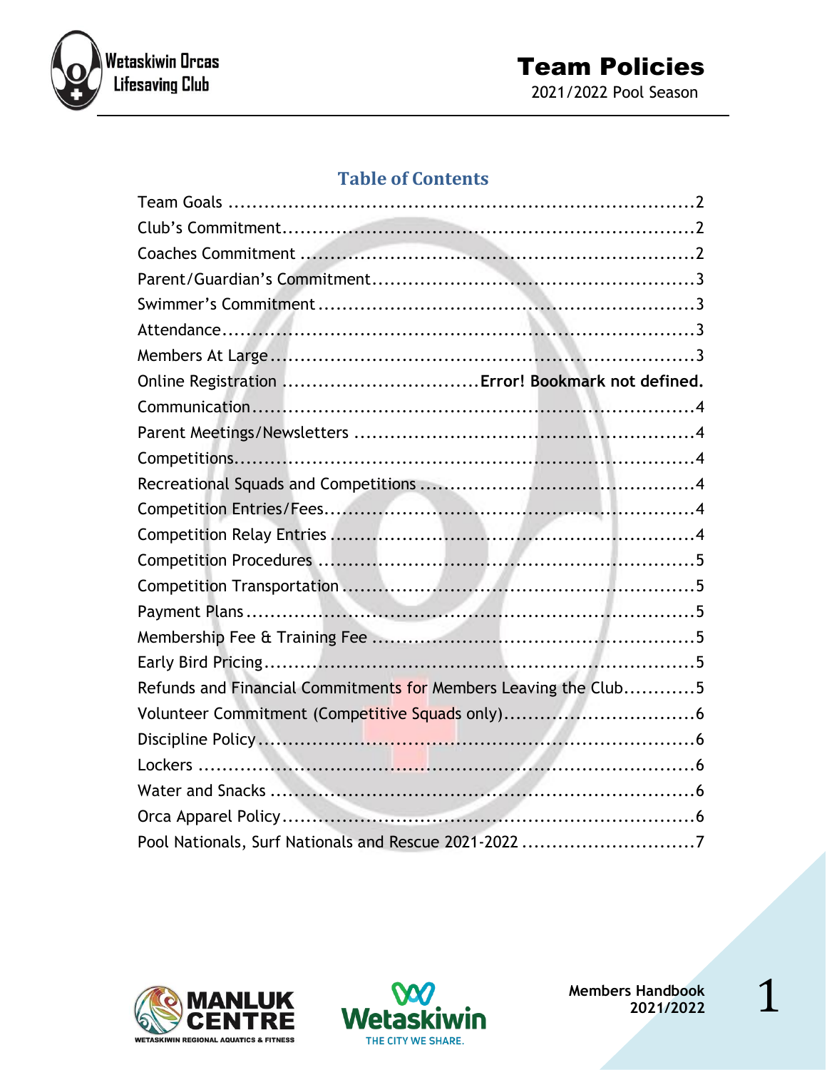## Table of Contents

Team Goals ........................................................................2
Club's Commitment...............................................................2
Coaches Commitment ............................................................2
Parent/Guardian's Commitment.................................................3
Swimmer's Commitment .........................................................3
Attendance.........................................................................3
Members At Large.................................................................3
Online Registration ..............................Error! Bookmark not defined.
Communication....................................................................4
Parent Meetings/Newsletters ...................................................4
Competitions.......................................................................4
Recreational Squads and Competitions ........................................4
Competition Entries/Fees.........................................................4
Competition Relay Entries .......................................................4
Competition Procedures ..........................................................5
Competition Transportation ......................................................5
Payment Plans .....................................................................5
Membership Fee & Training Fee ................................................5
Early Bird Pricing..................................................................5
Refunds and Financial Commitments for Members Leaving the Club............5
Volunteer Commitment (Competitive Squads only)...............................6
Discipline Policy...................................................................6
Lockers .............................................................................6
Water and Snacks .................................................................6
Orca Apparel Policy...............................................................6
Pool Nationals, Surf Nationals and Rescue 2021-2022 ............................7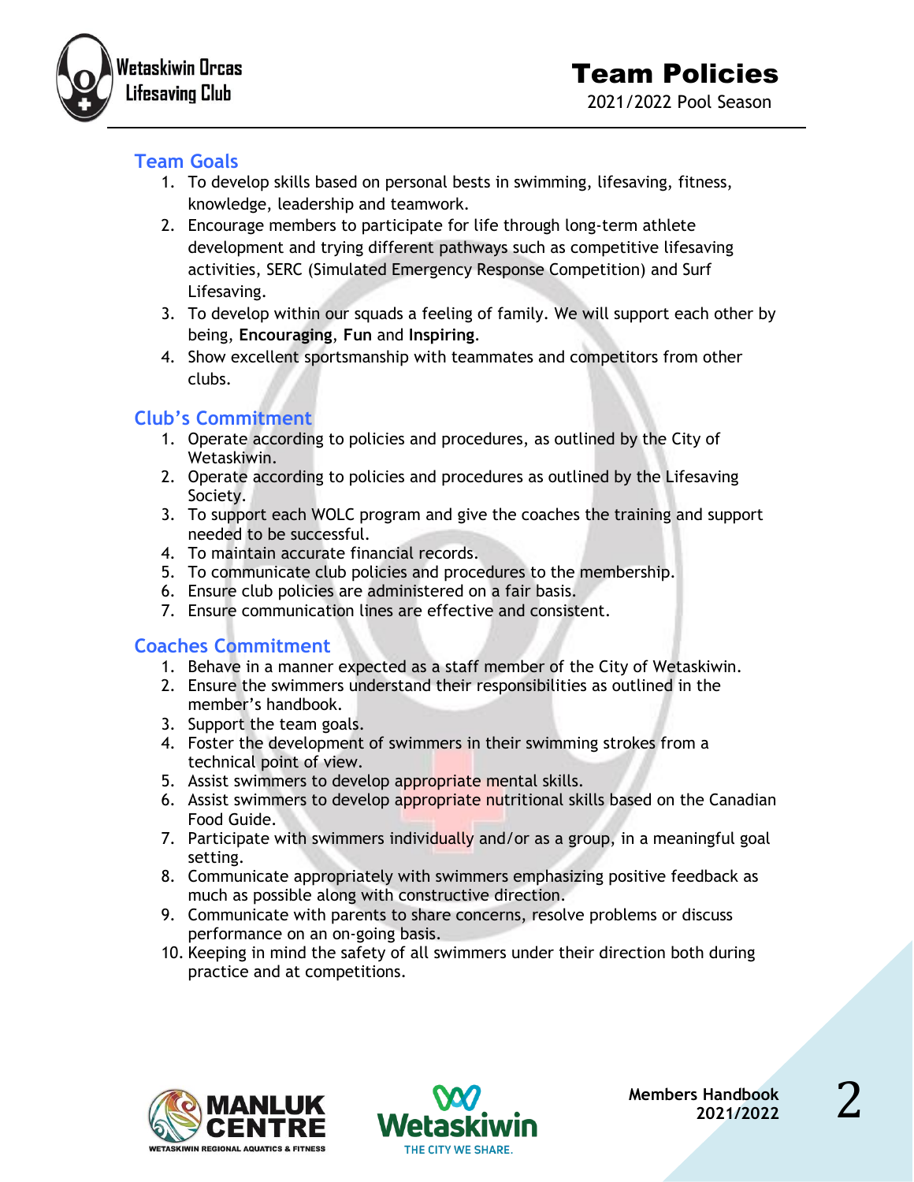# Team Policies

2021/2022 Pool Season

## Team Goals

1. To develop skills based on personal bests in swimming, lifesaving, fitness, knowledge, leadership and teamwork.
2. Encourage members to participate for life through long-term athlete development and trying different pathways such as competitive lifesaving activities, SERC (Simulated Emergency Response Competition) and Surf Lifesaving.
3. To develop within our squads a feeling of family. We will support each other by being, **Encouraging**, **Fun** and **Inspiring**.
4. Show excellent sportsmanship with teammates and competitors from other clubs.

## Club's Commitment

1. Operate according to policies and procedures, as outlined by the City of Wetaskiwin.
2. Operate according to policies and procedures as outlined by the Lifesaving Society.
3. To support each WOLC program and give the coaches the training and support needed to be successful.
4. To maintain accurate financial records.
5. To communicate club policies and procedures to the membership.
6. Ensure club policies are administered on a fair basis.
7. Ensure communication lines are effective and consistent.

## Coaches Commitment

1. Behave in a manner expected as a staff member of the City of Wetaskiwin.
2. Ensure the swimmers understand their responsibilities as outlined in the member's handbook.
3. Support the team goals.
4. Foster the development of swimmers in their swimming strokes from a technical point of view.
5. Assist swimmers to develop appropriate mental skills.
6. Assist swimmers to develop appropriate nutritional skills based on the Canadian Food Guide.
7. Participate with swimmers individually and/or as a group, in a meaningful goal setting.
8. Communicate appropriately with swimmers emphasizing positive feedback as much as possible along with constructive direction.
9. Communicate with parents to share concerns, resolve problems or discuss performance on an on-going basis.
10. Keeping in mind the safety of all swimmers under their direction both during practice and at competitions.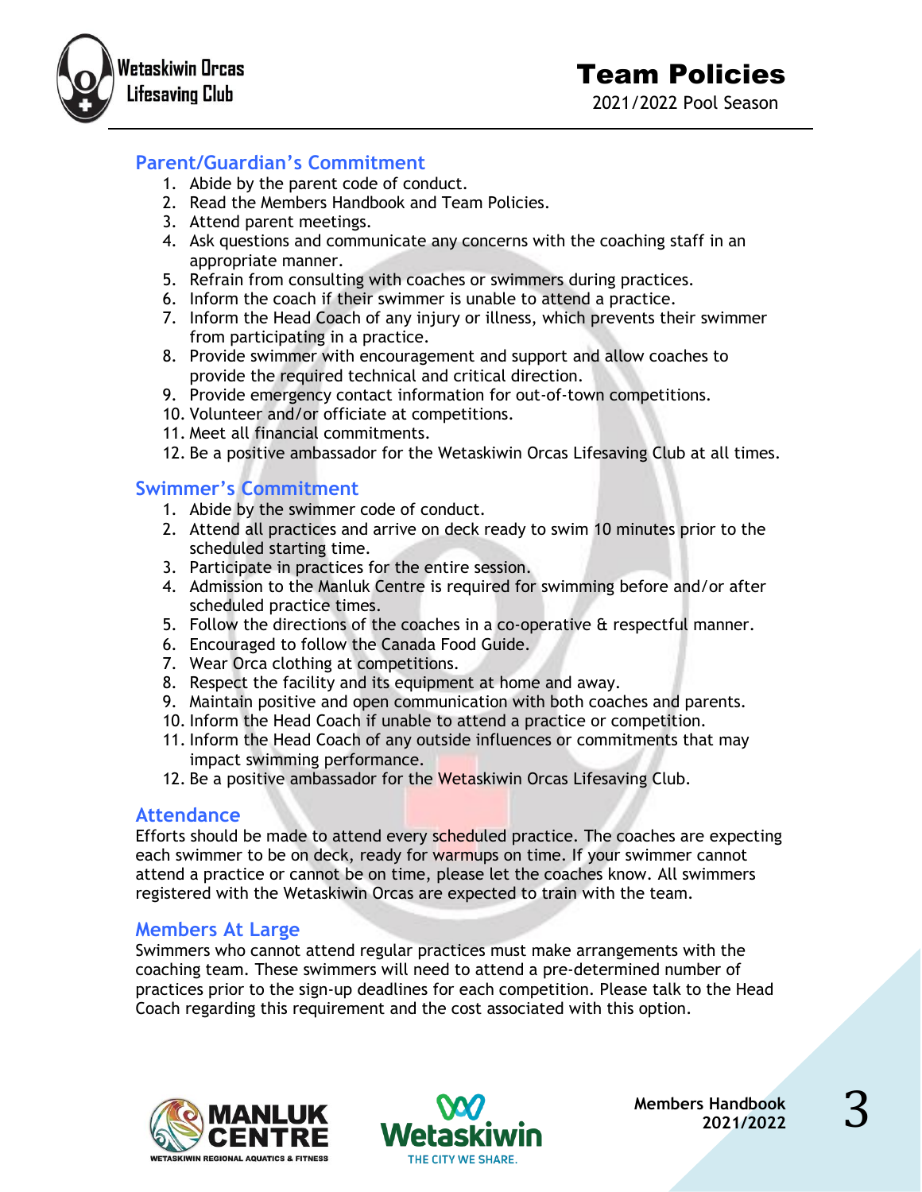# Team Policies

2021/2022 Pool Season

## Parent/Guardian's Commitment

1. Abide by the parent code of conduct.
2. Read the Members Handbook and Team Policies.
3. Attend parent meetings.
4. Ask questions and communicate any concerns with the coaching staff in an appropriate manner.
5. Refrain from consulting with coaches or swimmers during practices.
6. Inform the coach if their swimmer is unable to attend a practice.
7. Inform the Head Coach of any injury or illness, which prevents their swimmer from participating in a practice.
8. Provide swimmer with encouragement and support and allow coaches to provide the required technical and critical direction.
9. Provide emergency contact information for out-of-town competitions.
10. Volunteer and/or officiate at competitions.
11. Meet all financial commitments.
12. Be a positive ambassador for the Wetaskiwin Orcas Lifesaving Club at all times.

## Swimmer's Commitment

1. Abide by the swimmer code of conduct.
2. Attend all practices and arrive on deck ready to swim 10 minutes prior to the scheduled starting time.
3. Participate in practices for the entire session.
4. Admission to the Manluk Centre is required for swimming before and/or after scheduled practice times.
5. Follow the directions of the coaches in a co-operative & respectful manner.
6. Encouraged to follow the Canada Food Guide.
7. Wear Orca clothing at competitions.
8. Respect the facility and its equipment at home and away.
9. Maintain positive and open communication with both coaches and parents.
10. Inform the Head Coach if unable to attend a practice or competition.
11. Inform the Head Coach of any outside influences or commitments that may impact swimming performance.
12. Be a positive ambassador for the Wetaskiwin Orcas Lifesaving Club.

## Attendance

Efforts should be made to attend every scheduled practice. The coaches are expecting each swimmer to be on deck, ready for warmups on time. If your swimmer cannot attend a practice or cannot be on time, please let the coaches know. All swimmers registered with the Wetaskiwin Orcas are expected to train with the team.

## Members At Large

Swimmers who cannot attend regular practices must make arrangements with the coaching team. These swimmers will need to attend a pre-determined number of practices prior to the sign-up deadlines for each competition. Please talk to the Head Coach regarding this requirement and the cost associated with this option.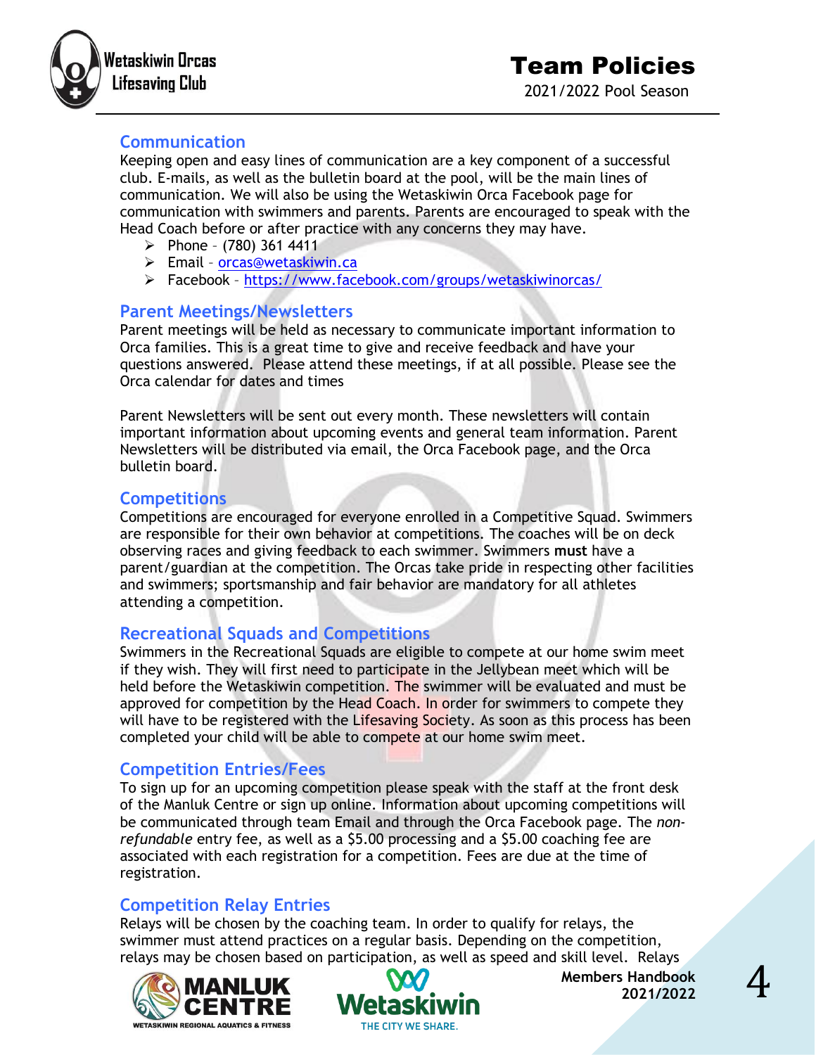## Communication

Keeping open and easy lines of communication are a key component of a successful club. E-mails, as well as the bulletin board at the pool, will be the main lines of communication. We will also be using the Wetaskiwin Orca Facebook page for communication with swimmers and parents. Parents are encouraged to speak with the Head Coach before or after practice with any concerns they may have.

- Phone – (780) 361 4411
- Email – [orcas@wetaskiwin.ca](mailto:orcas@wetaskiwin.ca)
- Facebook – [https://www.facebook.com/groups/wetaskiwinorcas/](https://www.facebook.com/groups/wetaskiwinorcas/)

## Parent Meetings/Newsletters

Parent meetings will be held as necessary to communicate important information to Orca families. This is a great time to give and receive feedback and have your questions answered. Please attend these meetings, if at all possible. Please see the Orca calendar for dates and times

Parent Newsletters will be sent out every month. These newsletters will contain important information about upcoming events and general team information. Parent Newsletters will be distributed via email, the Orca Facebook page, and the Orca bulletin board.

## Competitions

Competitions are encouraged for everyone enrolled in a Competitive Squad. Swimmers are responsible for their own behavior at competitions. The coaches will be on deck observing races and giving feedback to each swimmer. Swimmers **must** have a parent/guardian at the competition. The Orcas take pride in respecting other facilities and swimmers; sportsmanship and fair behavior are mandatory for all athletes attending a competition.

## Recreational Squads and Competitions

Swimmers in the Recreational Squads are eligible to compete at our home swim meet if they wish. They will first need to participate in the Jellybean meet which will be held before the Wetaskiwin competition. The swimmer will be evaluated and must be approved for competition by the Head Coach. In order for swimmers to compete they will have to be registered with the Lifesaving Society. As soon as this process has been completed your child will be able to compete at our home swim meet.

## Competition Entries/Fees

To sign up for an upcoming competition please speak with the staff at the front desk of the Manluk Centre or sign up online. Information about upcoming competitions will be communicated through team Email and through the Orca Facebook page. The *non-refundable* entry fee, as well as a $5.00 processing and a $5.00 coaching fee are associated with each registration for a competition. Fees are due at the time of registration.

## Competition Relay Entries

Relays will be chosen by the coaching team. In order to qualify for relays, the swimmer must attend practices on a regular basis. Depending on the competition, relays may be chosen based on participation, as well as speed and skill level. Relays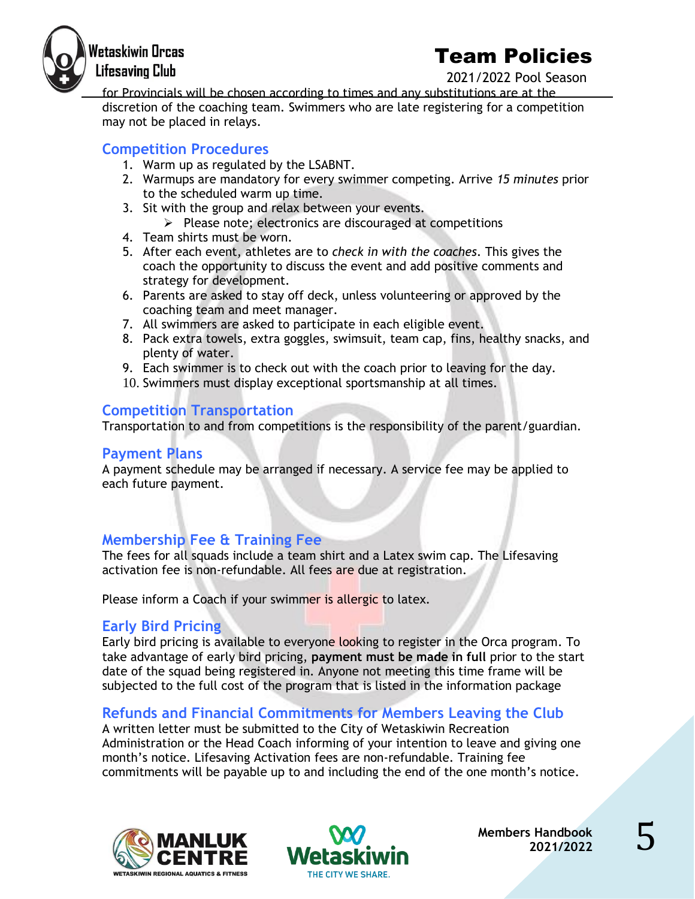for Provincials will be chosen according to times and any substitutions are at the discretion of the coaching team. Swimmers who are late registering for a competition may not be placed in relays.

## Competition Procedures

1. Warm up as regulated by the LSABNT.
2. Warmups are mandatory for every swimmer competing. Arrive *15 minutes* prior to the scheduled warm up time.
3. Sit with the group and relax between your events.
   - Please note; electronics are discouraged at competitions
4. Team shirts must be worn.
5. After each event, athletes are to *check in with the coaches*. This gives the coach the opportunity to discuss the event and add positive comments and strategy for development.
6. Parents are asked to stay off deck, unless volunteering or approved by the coaching team and meet manager.
7. All swimmers are asked to participate in each eligible event.
8. Pack extra towels, extra goggles, swimsuit, team cap, fins, healthy snacks, and plenty of water.
9. Each swimmer is to check out with the coach prior to leaving for the day.
10. Swimmers must display exceptional sportsmanship at all times.

## Competition Transportation

Transportation to and from competitions is the responsibility of the parent/guardian.

## Payment Plans

A payment schedule may be arranged if necessary. A service fee may be applied to each future payment.

## Membership Fee & Training Fee

The fees for all squads include a team shirt and a Latex swim cap. The Lifesaving activation fee is non-refundable. All fees are due at registration.

Please inform a Coach if your swimmer is allergic to latex.

## Early Bird Pricing

Early bird pricing is available to everyone looking to register in the Orca program. To take advantage of early bird pricing, **payment must be made in full** prior to the start date of the squad being registered in. Anyone not meeting this time frame will be subjected to the full cost of the program that is listed in the information package

## Refunds and Financial Commitments for Members Leaving the Club

A written letter must be submitted to the City of Wetaskiwin Recreation Administration or the Head Coach informing of your intention to leave and giving one month's notice. Lifesaving Activation fees are non-refundable. Training fee commitments will be payable up to and including the end of the one month's notice.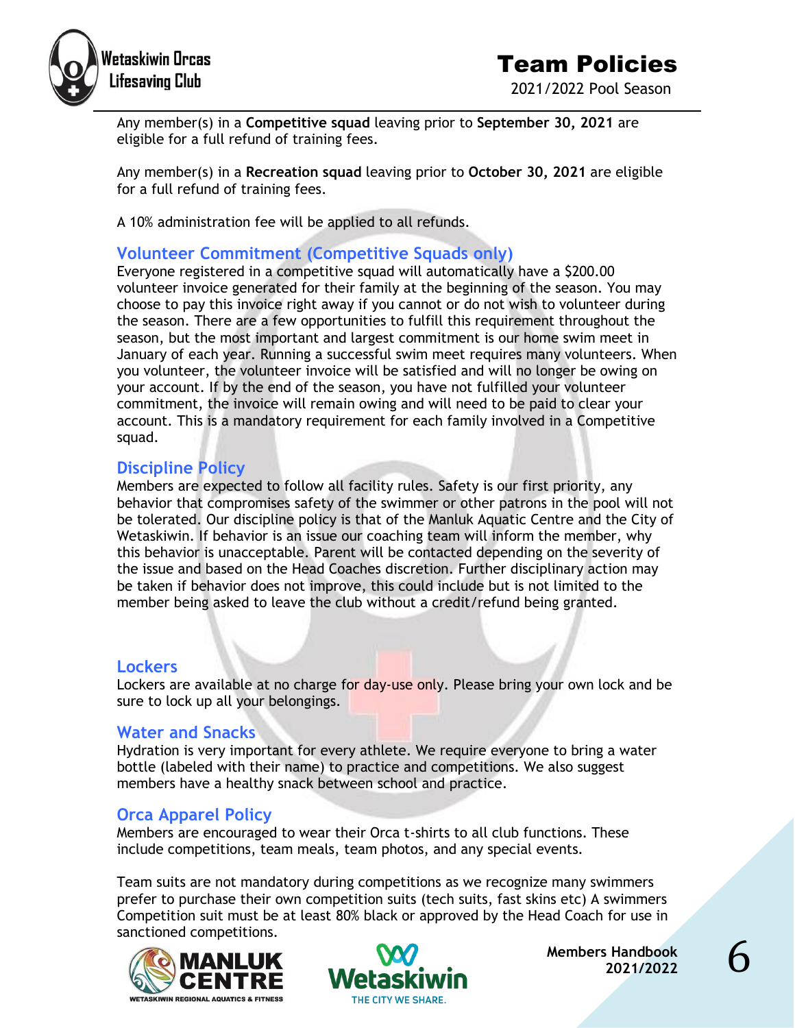Any member(s) in a **Competitive squad** leaving prior to **September 30, 2021** are eligible for a full refund of training fees.

Any member(s) in a **Recreation squad** leaving prior to **October 30, 2021** are eligible for a full refund of training fees.

A 10% administration fee will be applied to all refunds.

## Volunteer Commitment (Competitive Squads only)

Everyone registered in a competitive squad will automatically have a $200.00 volunteer invoice generated for their family at the beginning of the season. You may choose to pay this invoice right away if you cannot or do not wish to volunteer during the season. There are a few opportunities to fulfill this requirement throughout the season, but the most important and largest commitment is our home swim meet in January of each year. Running a successful swim meet requires many volunteers. When you volunteer, the volunteer invoice will be satisfied and will no longer be owing on your account. If by the end of the season, you have not fulfilled your volunteer commitment, the invoice will remain owing and will need to be paid to clear your account. This is a mandatory requirement for each family involved in a Competitive squad.

## Discipline Policy

Members are expected to follow all facility rules. Safety is our first priority, any behavior that compromises safety of the swimmer or other patrons in the pool will not be tolerated. Our discipline policy is that of the Manluk Aquatic Centre and the City of Wetaskiwin. If behavior is an issue our coaching team will inform the member, why this behavior is unacceptable. Parent will be contacted depending on the severity of the issue and based on the Head Coaches discretion. Further disciplinary action may be taken if behavior does not improve, this could include but is not limited to the member being asked to leave the club without a credit/refund being granted.

## Lockers

Lockers are available at no charge for day-use only. Please bring your own lock and be sure to lock up all your belongings.

## Water and Snacks

Hydration is very important for every athlete. We require everyone to bring a water bottle (labeled with their name) to practice and competitions. We also suggest members have a healthy snack between school and practice.

## Orca Apparel Policy

Members are encouraged to wear their Orca t-shirts to all club functions. These include competitions, team meals, team photos, and any special events.

Team suits are not mandatory during competitions as we recognize many swimmers prefer to purchase their own competition suits (tech suits, fast skins etc) A swimmers Competition suit must be at least 80% black or approved by the Head Coach for use in sanctioned competitions.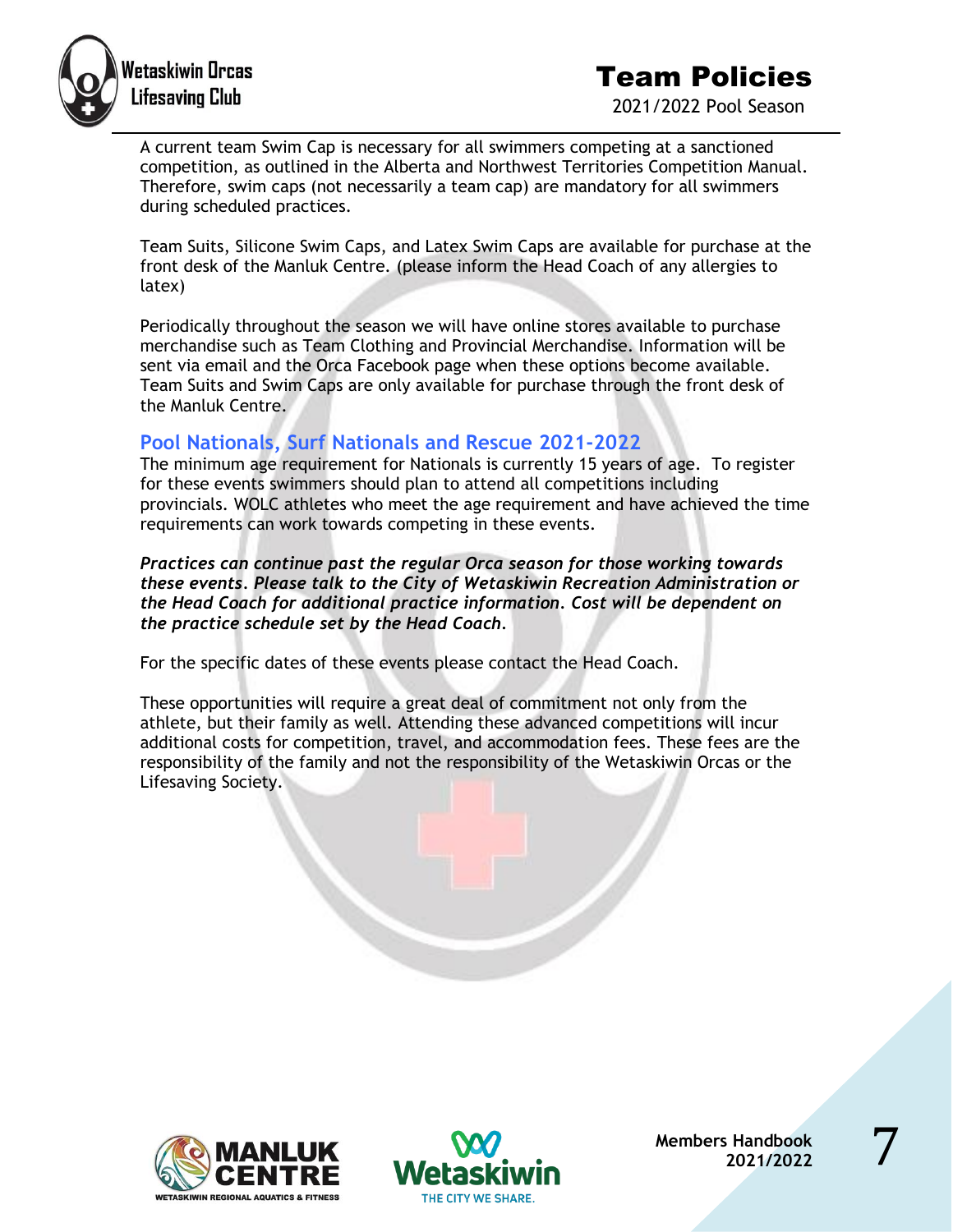A current team Swim Cap is necessary for all swimmers competing at a sanctioned competition, as outlined in the Alberta and Northwest Territories Competition Manual. Therefore, swim caps (not necessarily a team cap) are mandatory for all swimmers during scheduled practices.

Team Suits, Silicone Swim Caps, and Latex Swim Caps are available for purchase at the front desk of the Manluk Centre. (please inform the Head Coach of any allergies to latex)

Periodically throughout the season we will have online stores available to purchase merchandise such as Team Clothing and Provincial Merchandise. Information will be sent via email and the Orca Facebook page when these options become available. Team Suits and Swim Caps are only available for purchase through the front desk of the Manluk Centre.

## Pool Nationals, Surf Nationals and Rescue 2021-2022

The minimum age requirement for Nationals is currently 15 years of age. To register for these events swimmers should plan to attend all competitions including provincials. WOLC athletes who meet the age requirement and have achieved the time requirements can work towards competing in these events.

***Practices can continue past the regular Orca season for those working towards these events. Please talk to the City of Wetaskiwin Recreation Administration or the Head Coach for additional practice information. Cost will be dependent on the practice schedule set by the Head Coach.***

For the specific dates of these events please contact the Head Coach.

These opportunities will require a great deal of commitment not only from the athlete, but their family as well. Attending these advanced competitions will incur additional costs for competition, travel, and accommodation fees. These fees are the responsibility of the family and not the responsibility of the Wetaskiwin Orcas or the Lifesaving Society.